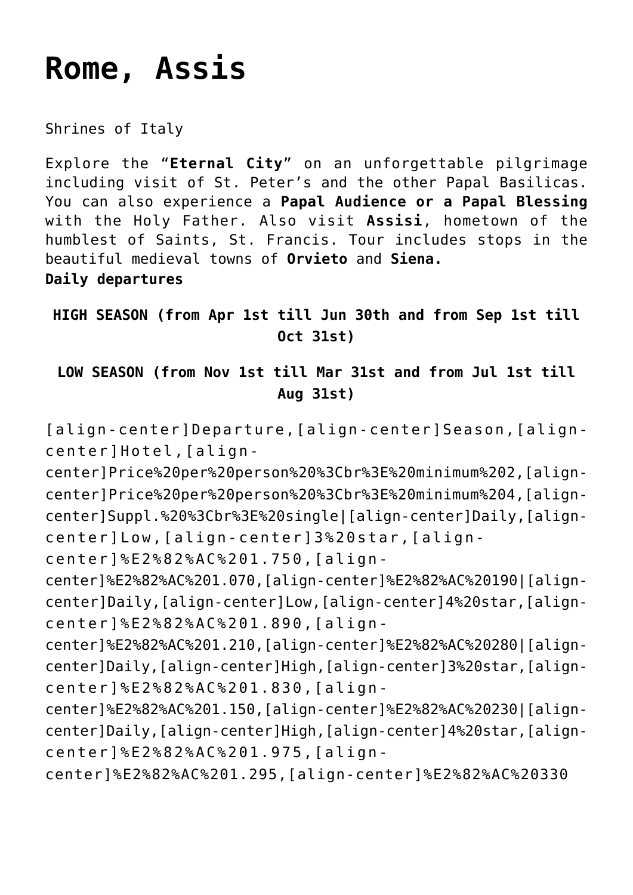# Rome, Assis

Shrines of Italy

Explore the "**Eternal City**" on an unforgettable pilgrimage including visit of St. Peter's and the other Papal Basilicas. You can also experience a **Papal Audience or a Papal Blessing** with the Holy Father. Also visit **Assisi**, hometown of the humblest of Saints, St. Francis. Tour includes stops in the beautiful medieval towns of **Orvieto** and **Siena.**
**Daily departures**

**HIGH SEASON (from Apr 1st till Jun 30th and from Sep 1st till Oct 31st)**

**LOW SEASON (from Nov 1st till Mar 31st and from Jul 1st till Aug 31st)**

[align-center]Departure,[align-center]Season,[align-center]Hotel,[align-center]Price%20per%20person%20%3Cbr%3E%20minimum%202,[align-center]Price%20per%20person%20%3Cbr%3E%20minimum%204,[align-center]Suppl.%20%3Cbr%3E%20single|[align-center]Daily,[align-center]Low,[align-center]3%20star,[align-center]%E2%82%AC%201.750,[align-center]%E2%82%AC%201.070,[align-center]%E2%82%AC%20190|[align-center]Daily,[align-center]Low,[align-center]4%20star,[align-center]%E2%82%AC%201.890,[align-center]%E2%82%AC%201.210,[align-center]%E2%82%AC%20280|[align-center]Daily,[align-center]High,[align-center]3%20star,[align-center]%E2%82%AC%201.830,[align-center]%E2%82%AC%201.150,[align-center]%E2%82%AC%20230|[align-center]Daily,[align-center]High,[align-center]4%20star,[align-center]%E2%82%AC%201.975,[align-center]%E2%82%AC%201.295,[align-center]%E2%82%AC%20330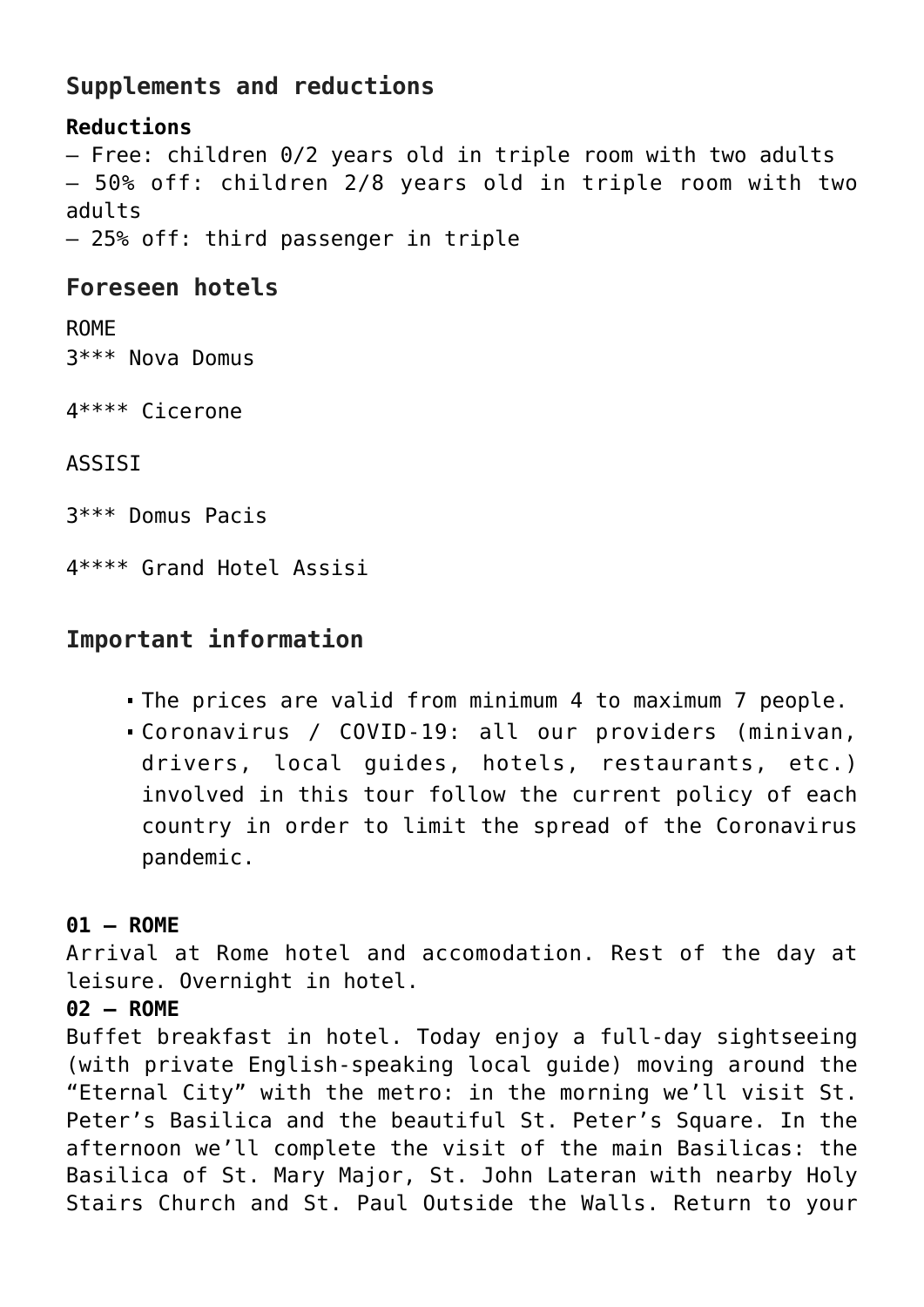## Supplements and reductions

**Reductions**
– Free: children 0/2 years old in triple room with two adults
– 50% off: children 2/8 years old in triple room with two adults
– 25% off: third passenger in triple

## Foreseen hotels

ROME
3*** Nova Domus

4**** Cicerone

ASSISI

3*** Domus Pacis

4**** Grand Hotel Assisi

## Important information

- The prices are valid from minimum 4 to maximum 7 people.
- Coronavirus / COVID-19: all our providers (minivan, drivers, local guides, hotels, restaurants, etc.) involved in this tour follow the current policy of each country in order to limit the spread of the Coronavirus pandemic.

**01 – ROME**
Arrival at Rome hotel and accomodation. Rest of the day at leisure. Overnight in hotel.
**02 – ROME**
Buffet breakfast in hotel. Today enjoy a full-day sightseeing (with private English-speaking local guide) moving around the "Eternal City" with the metro: in the morning we'll visit St. Peter's Basilica and the beautiful St. Peter's Square. In the afternoon we'll complete the visit of the main Basilicas: the Basilica of St. Mary Major, St. John Lateran with nearby Holy Stairs Church and St. Paul Outside the Walls. Return to your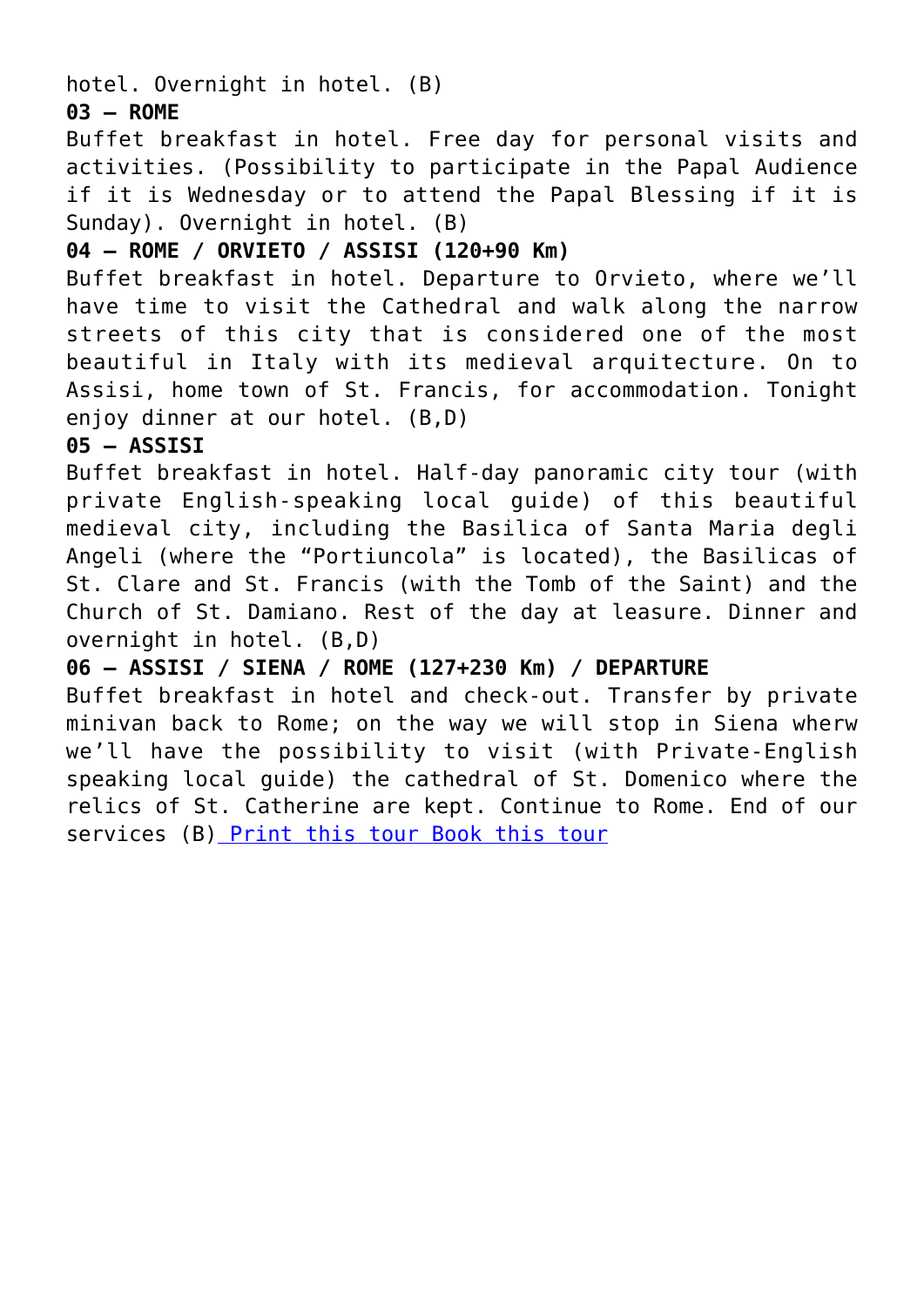hotel. Overnight in hotel. (B)

**03 – ROME**

Buffet breakfast in hotel. Free day for personal visits and activities. (Possibility to participate in the Papal Audience if it is Wednesday or to attend the Papal Blessing if it is Sunday). Overnight in hotel. (B)

**04 – ROME / ORVIETO / ASSISI (120+90 Km)**

Buffet breakfast in hotel. Departure to Orvieto, where we'll have time to visit the Cathedral and walk along the narrow streets of this city that is considered one of the most beautiful in Italy with its medieval arquitecture. On to Assisi, home town of St. Francis, for accommodation. Tonight enjoy dinner at our hotel. (B,D)

**05 – ASSISI**

Buffet breakfast in hotel. Half-day panoramic city tour (with private English-speaking local guide) of this beautiful medieval city, including the Basilica of Santa Maria degli Angeli (where the "Portiuncola" is located), the Basilicas of St. Clare and St. Francis (with the Tomb of the Saint) and the Church of St. Damiano. Rest of the day at leasure. Dinner and overnight in hotel. (B,D)

**06 – ASSISI / SIENA / ROME (127+230 Km) / DEPARTURE**

Buffet breakfast in hotel and check-out. Transfer by private minivan back to Rome; on the way we will stop in Siena wherw we'll have the possibility to visit (with Private-English speaking local guide) the cathedral of St. Domenico where the relics of St. Catherine are kept. Continue to Rome. End of our services (B) Print this tour Book this tour